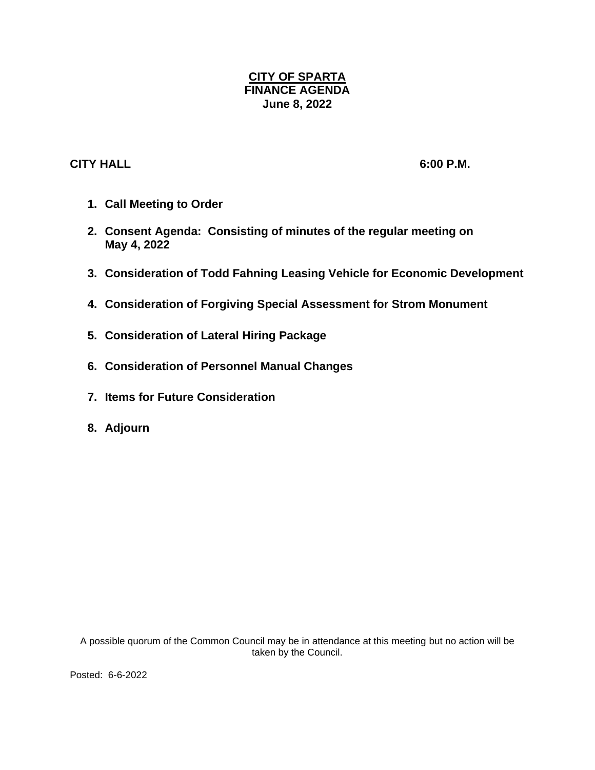# CITY OF SPARTA
## FINANCE AGENDA
### June 8, 2022

**CITY HALL** **6:00 P.M.**

1. **Call Meeting to Order**
2. **Consent Agenda: Consisting of minutes of the regular meeting on May 4, 2022**
3. **Consideration of Todd Fahning Leasing Vehicle for Economic Development**
4. **Consideration of Forgiving Special Assessment for Strom Monument**
5. **Consideration of Lateral Hiring Package**
6. **Consideration of Personnel Manual Changes**
7. **Items for Future Consideration**
8. **Adjourn**

A possible quorum of the Common Council may be in attendance at this meeting but no action will be taken by the Council.

Posted: 6-6-2022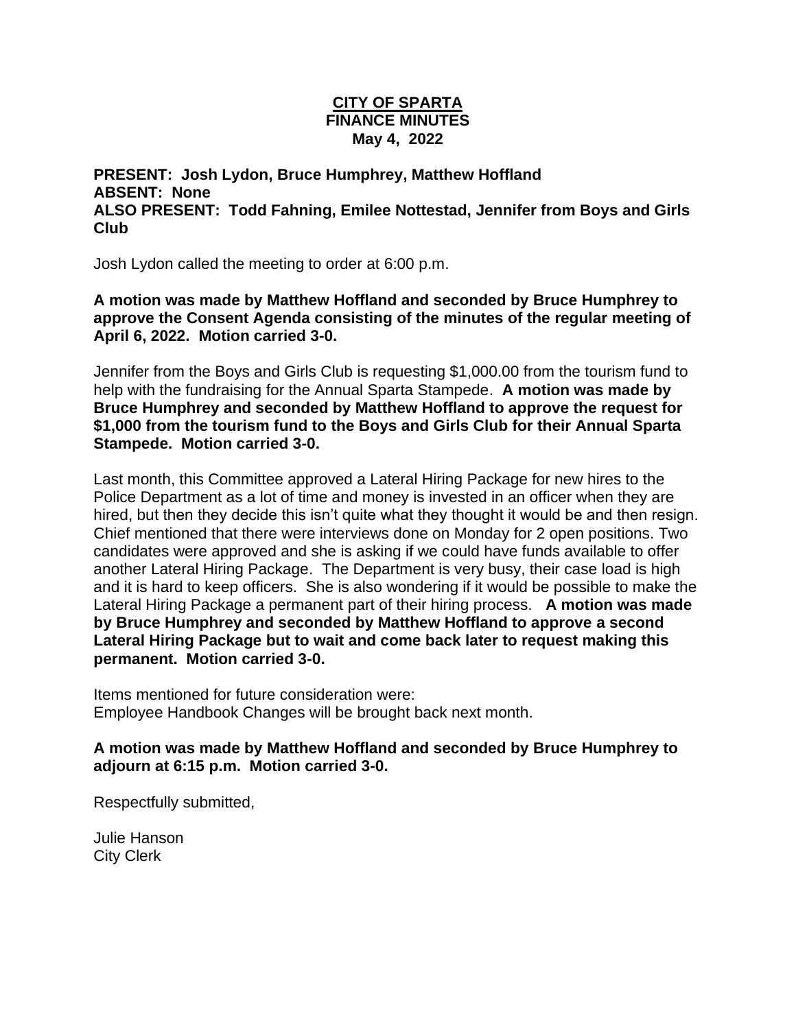# CITY OF SPARTA
## FINANCE MINUTES
## May 4, 2022

**PRESENT: Josh Lydon, Bruce Humphrey, Matthew Hoffland**
**ABSENT: None**
**ALSO PRESENT: Todd Fahning, Emilee Nottestad, Jennifer from Boys and Girls Club**

Josh Lydon called the meeting to order at 6:00 p.m.

**A motion was made by Matthew Hoffland and seconded by Bruce Humphrey to approve the Consent Agenda consisting of the minutes of the regular meeting of April 6, 2022. Motion carried 3-0.**

Jennifer from the Boys and Girls Club is requesting $1,000.00 from the tourism fund to help with the fundraising for the Annual Sparta Stampede. **A motion was made by Bruce Humphrey and seconded by Matthew Hoffland to approve the request for $1,000 from the tourism fund to the Boys and Girls Club for their Annual Sparta Stampede. Motion carried 3-0.**

Last month, this Committee approved a Lateral Hiring Package for new hires to the Police Department as a lot of time and money is invested in an officer when they are hired, but then they decide this isn't quite what they thought it would be and then resign. Chief mentioned that there were interviews done on Monday for 2 open positions. Two candidates were approved and she is asking if we could have funds available to offer another Lateral Hiring Package. The Department is very busy, their case load is high and it is hard to keep officers. She is also wondering if it would be possible to make the Lateral Hiring Package a permanent part of their hiring process. **A motion was made by Bruce Humphrey and seconded by Matthew Hoffland to approve a second Lateral Hiring Package but to wait and come back later to request making this permanent. Motion carried 3-0.**

Items mentioned for future consideration were:
Employee Handbook Changes will be brought back next month.

**A motion was made by Matthew Hoffland and seconded by Bruce Humphrey to adjourn at 6:15 p.m. Motion carried 3-0.**

Respectfully submitted,

Julie Hanson
City Clerk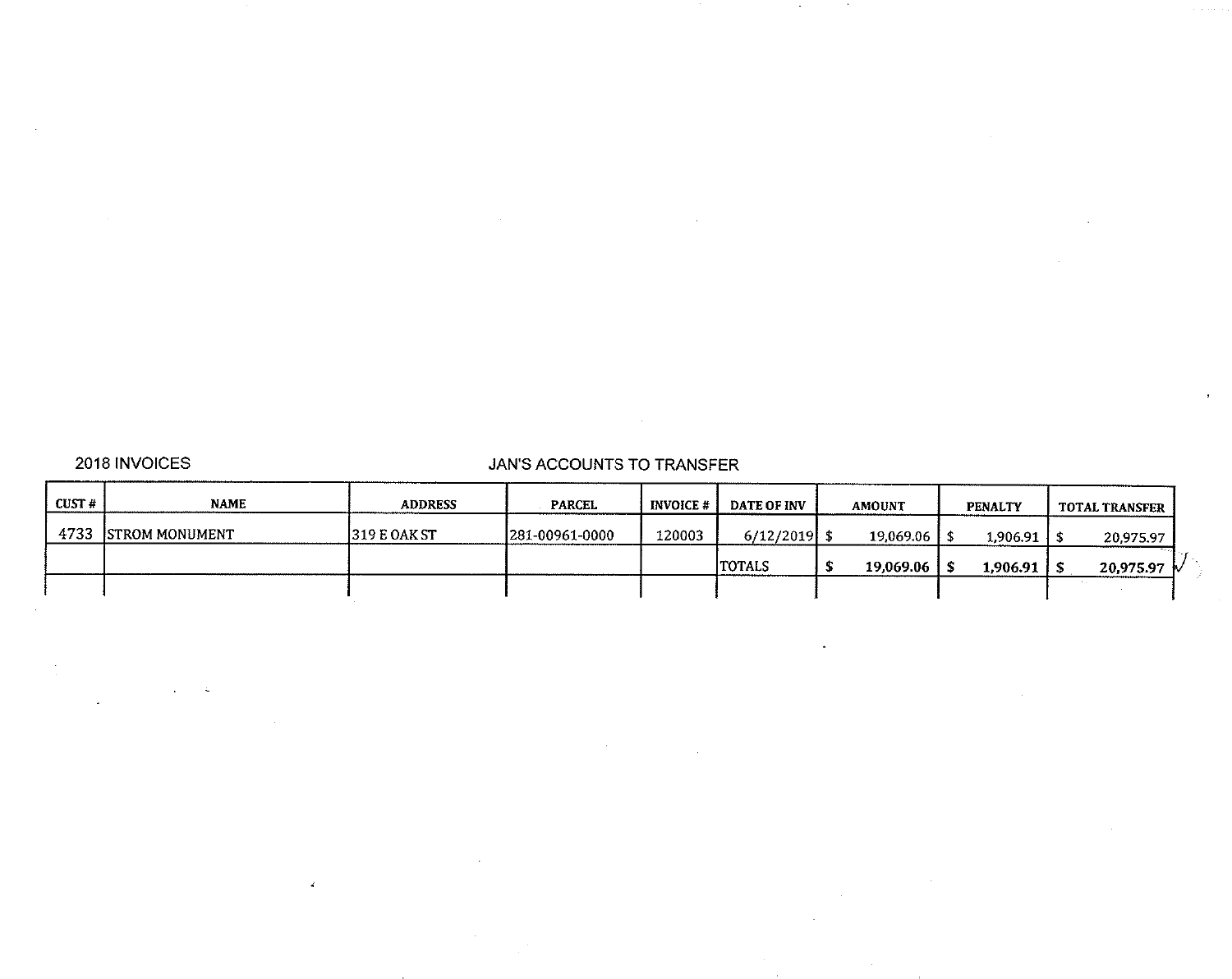2018 INVOICES

JAN'S ACCOUNTS TO TRANSFER

| CUST # | NAME | ADDRESS | PARCEL | INVOICE # | DATE OF INV | AMOUNT | PENALTY | TOTAL TRANSFER |
|---|---|---|---|---|---|---|---|---|
| 4733 | STROM MONUMENT | 319 E OAK ST | 281-00961-0000 | 120003 | 6/12/2019 | $ 19,069.06 | $ 1,906.91 | $ 20,975.97 |
| | | | | | TOTALS | **$ 19,069.06** | **$ 1,906.91** | **$ 20,975.97** |
| | | | | | | | | |